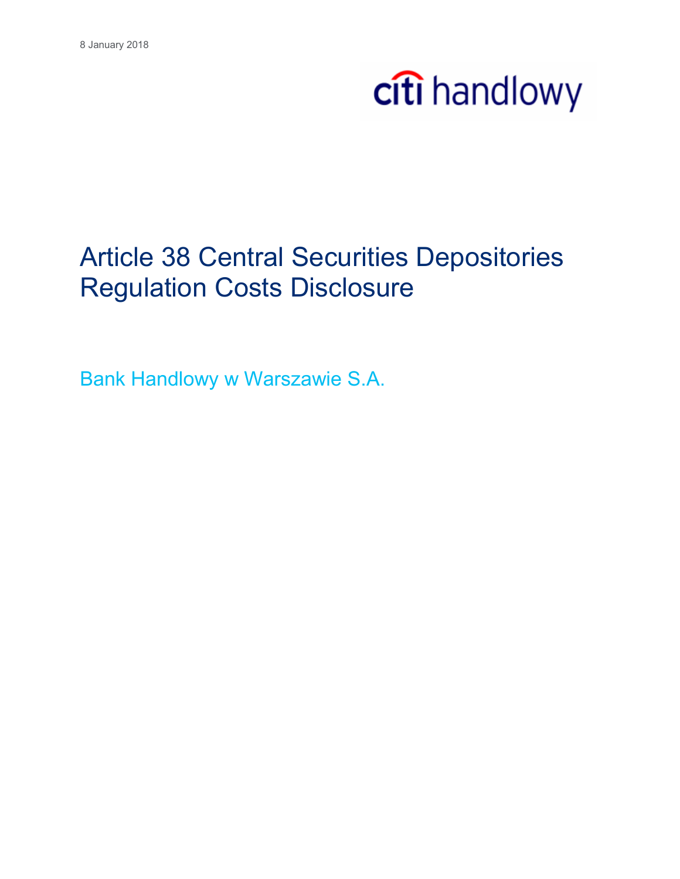8 January 2018

citi handlowy

# Article 38 Central Securities Depositories Regulation Costs Disclosure

## Bank Handlowy w Warszawie S.A.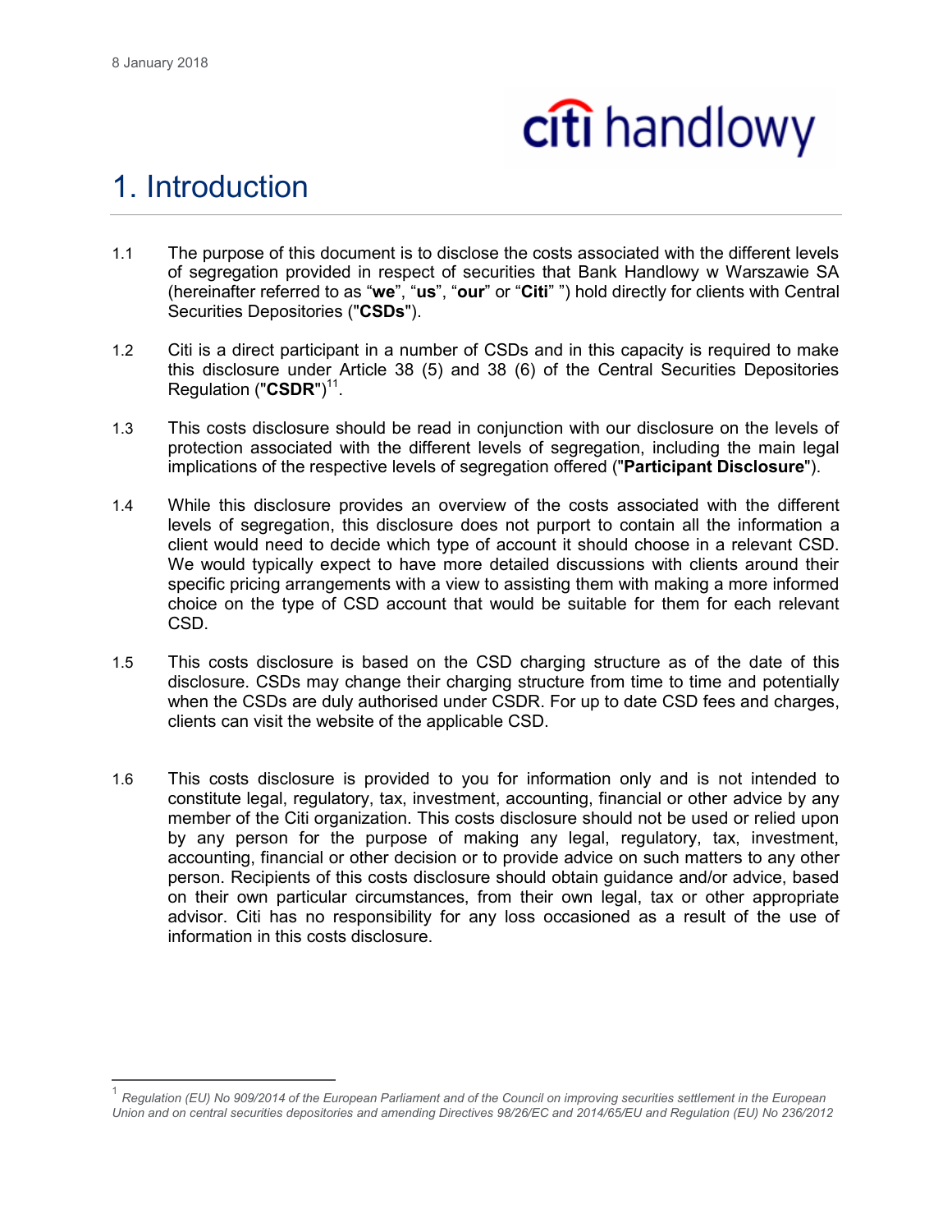8 January 2018

# 1. Introduction

1.1 The purpose of this document is to disclose the costs associated with the different levels of segregation provided in respect of securities that Bank Handlowy w Warszawie SA (hereinafter referred to as "**we**", "**us**", "**our**" or "**Citi**" ") hold directly for clients with Central Securities Depositories ("**CSDs**").

1.2 Citi is a direct participant in a number of CSDs and in this capacity is required to make this disclosure under Article 38 (5) and 38 (6) of the Central Securities Depositories Regulation ("**CSDR**")[11].

1.3 This costs disclosure should be read in conjunction with our disclosure on the levels of protection associated with the different levels of segregation, including the main legal implications of the respective levels of segregation offered ("**Participant Disclosure**").

1.4 While this disclosure provides an overview of the costs associated with the different levels of segregation, this disclosure does not purport to contain all the information a client would need to decide which type of account it should choose in a relevant CSD. We would typically expect to have more detailed discussions with clients around their specific pricing arrangements with a view to assisting them with making a more informed choice on the type of CSD account that would be suitable for them for each relevant CSD.

1.5 This costs disclosure is based on the CSD charging structure as of the date of this disclosure. CSDs may change their charging structure from time to time and potentially when the CSDs are duly authorised under CSDR. For up to date CSD fees and charges, clients can visit the website of the applicable CSD.

1.6 This costs disclosure is provided to you for information only and is not intended to constitute legal, regulatory, tax, investment, accounting, financial or other advice by any member of the Citi organization. This costs disclosure should not be used or relied upon by any person for the purpose of making any legal, regulatory, tax, investment, accounting, financial or other decision or to provide advice on such matters to any other person. Recipients of this costs disclosure should obtain guidance and/or advice, based on their own particular circumstances, from their own legal, tax or other appropriate advisor. Citi has no responsibility for any loss occasioned as a result of the use of information in this costs disclosure.

[1] *Regulation (EU) No 909/2014 of the European Parliament and of the Council on improving securities settlement in the European Union and on central securities depositories and amending Directives 98/26/EC and 2014/65/EU and Regulation (EU) No 236/2012*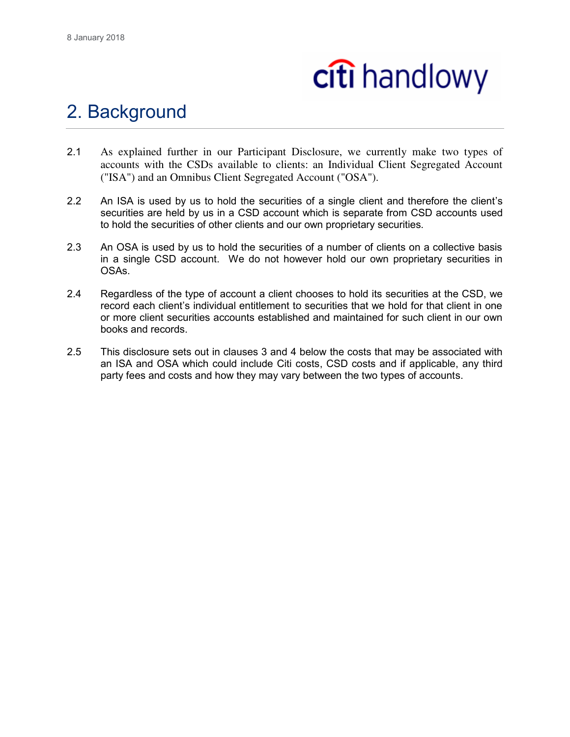## 2. Background

2.1 As explained further in our Participant Disclosure, we currently make two types of accounts with the CSDs available to clients: an Individual Client Segregated Account ("ISA") and an Omnibus Client Segregated Account ("OSA").

2.2 An ISA is used by us to hold the securities of a single client and therefore the client's securities are held by us in a CSD account which is separate from CSD accounts used to hold the securities of other clients and our own proprietary securities.

2.3 An OSA is used by us to hold the securities of a number of clients on a collective basis in a single CSD account. We do not however hold our own proprietary securities in OSAs.

2.4 Regardless of the type of account a client chooses to hold its securities at the CSD, we record each client's individual entitlement to securities that we hold for that client in one or more client securities accounts established and maintained for such client in our own books and records.

2.5 This disclosure sets out in clauses 3 and 4 below the costs that may be associated with an ISA and OSA which could include Citi costs, CSD costs and if applicable, any third party fees and costs and how they may vary between the two types of accounts.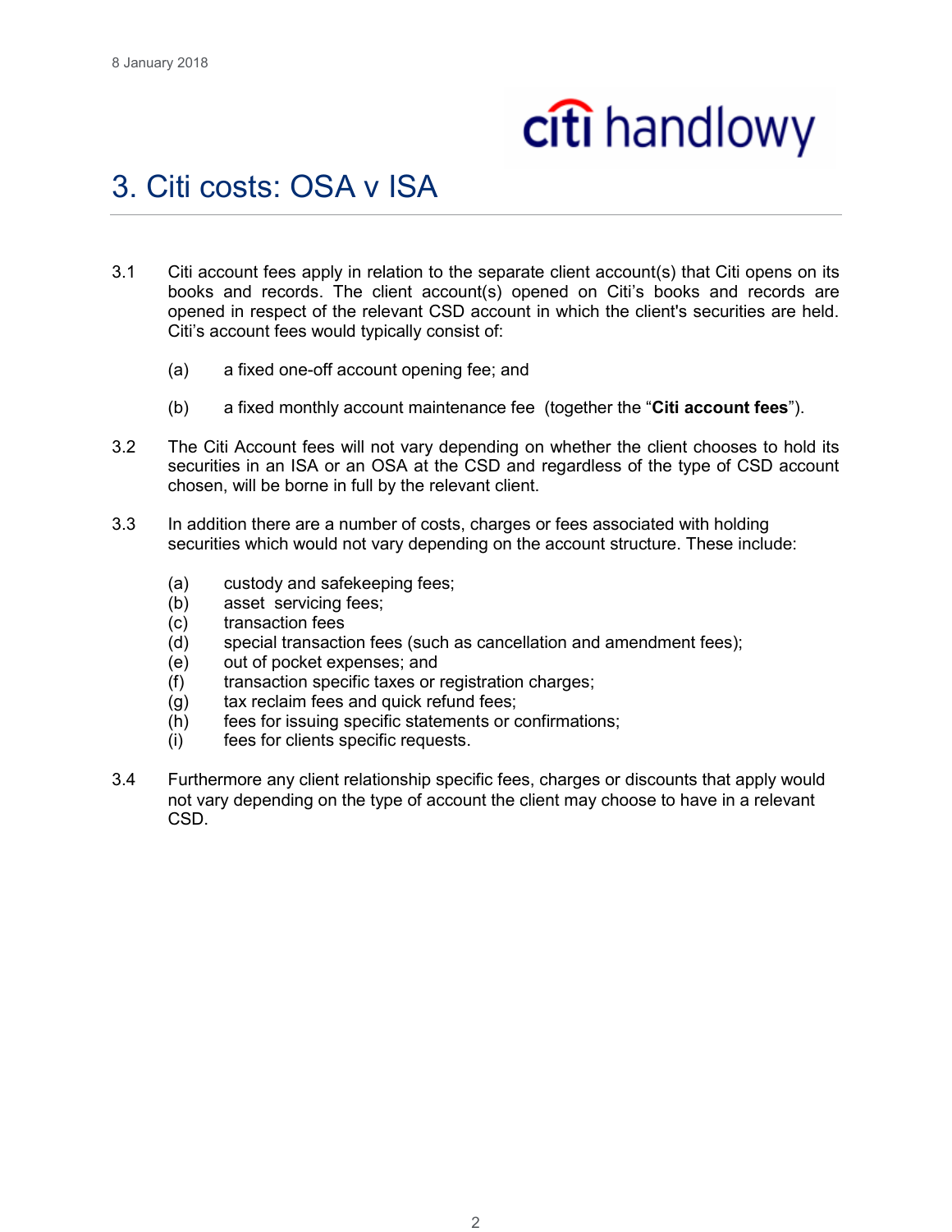# 3. Citi costs: OSA v ISA

3.1 Citi account fees apply in relation to the separate client account(s) that Citi opens on its books and records. The client account(s) opened on Citi's books and records are opened in respect of the relevant CSD account in which the client's securities are held. Citi's account fees would typically consist of:

   (a) a fixed one-off account opening fee; and

   (b) a fixed monthly account maintenance fee (together the "**Citi account fees**").

3.2 The Citi Account fees will not vary depending on whether the client chooses to hold its securities in an ISA or an OSA at the CSD and regardless of the type of CSD account chosen, will be borne in full by the relevant client.

3.3 In addition there are a number of costs, charges or fees associated with holding securities which would not vary depending on the account structure. These include:

   (a) custody and safekeeping fees;
   (b) asset servicing fees;
   (c) transaction fees
   (d) special transaction fees (such as cancellation and amendment fees);
   (e) out of pocket expenses; and
   (f) transaction specific taxes or registration charges;
   (g) tax reclaim fees and quick refund fees;
   (h) fees for issuing specific statements or confirmations;
   (i) fees for clients specific requests.

3.4 Furthermore any client relationship specific fees, charges or discounts that apply would not vary depending on the type of account the client may choose to have in a relevant CSD.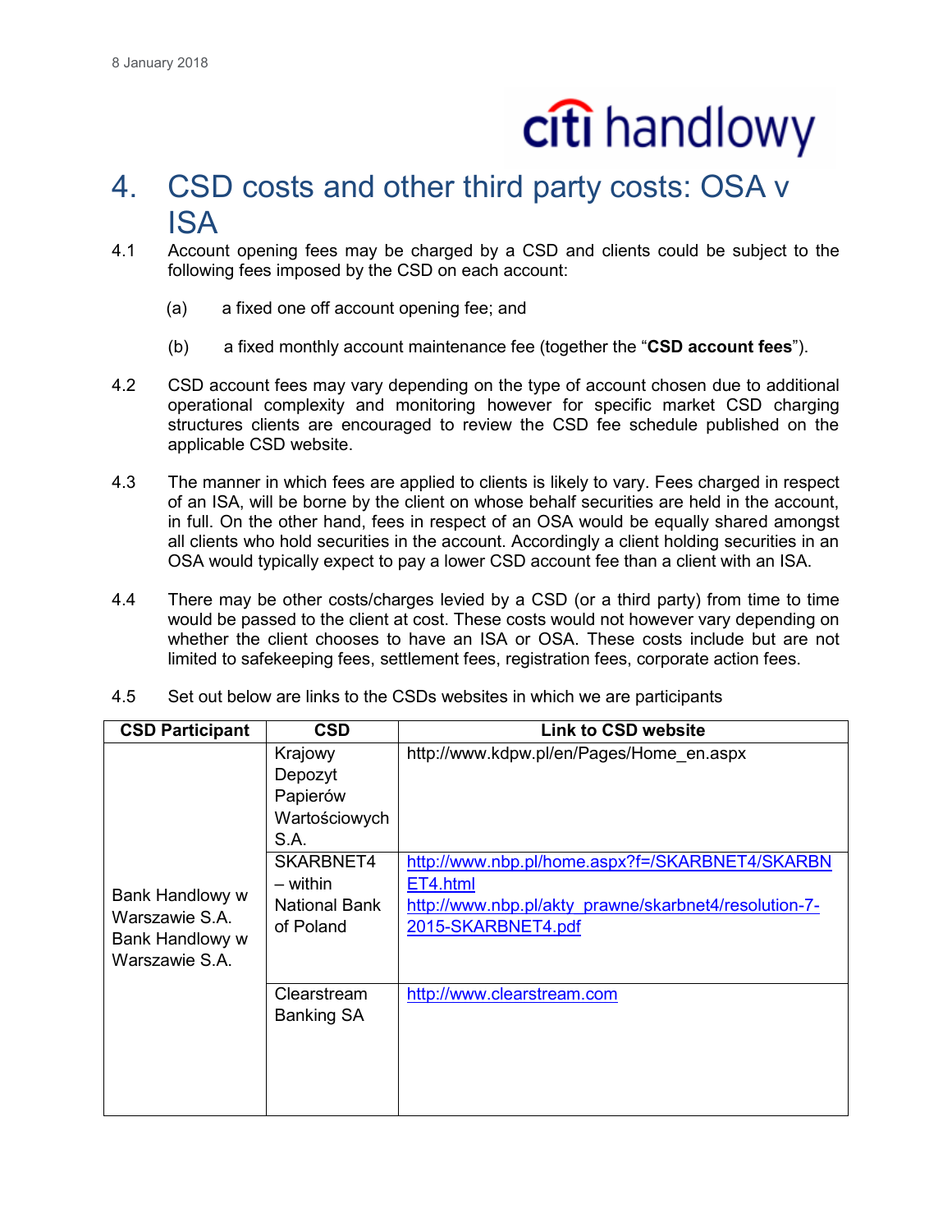# 4. CSD costs and other third party costs: OSA v ISA

4.1 Account opening fees may be charged by a CSD and clients could be subject to the following fees imposed by the CSD on each account:

(a) a fixed one off account opening fee; and

(b) a fixed monthly account maintenance fee (together the "**CSD account fees**").

4.2 CSD account fees may vary depending on the type of account chosen due to additional operational complexity and monitoring however for specific market CSD charging structures clients are encouraged to review the CSD fee schedule published on the applicable CSD website.

4.3 The manner in which fees are applied to clients is likely to vary. Fees charged in respect of an ISA, will be borne by the client on whose behalf securities are held in the account, in full. On the other hand, fees in respect of an OSA would be equally shared amongst all clients who hold securities in the account. Accordingly a client holding securities in an OSA would typically expect to pay a lower CSD account fee than a client with an ISA.

4.4 There may be other costs/charges levied by a CSD (or a third party) from time to time would be passed to the client at cost. These costs would not however vary depending on whether the client chooses to have an ISA or OSA. These costs include but are not limited to safekeeping fees, settlement fees, registration fees, corporate action fees.

4.5 Set out below are links to the CSDs websites in which we are participants

| CSD Participant | CSD | Link to CSD website |
|---|---|---|
| Bank Handlowy w Warszawie S.A. Bank Handlowy w Warszawie S.A. | Krajowy Depozyt Papierów Wartościowych S.A. | http://www.kdpw.pl/en/Pages/Home_en.aspx |
| | SKARBNET4 – within National Bank of Poland | http://www.nbp.pl/home.aspx?f=/SKARBNET4/SKARBNET4.html http://www.nbp.pl/akty_prawne/skarbnet4/resolution-7-2015-SKARBNET4.pdf |
| | Clearstream Banking SA | http://www.clearstream.com |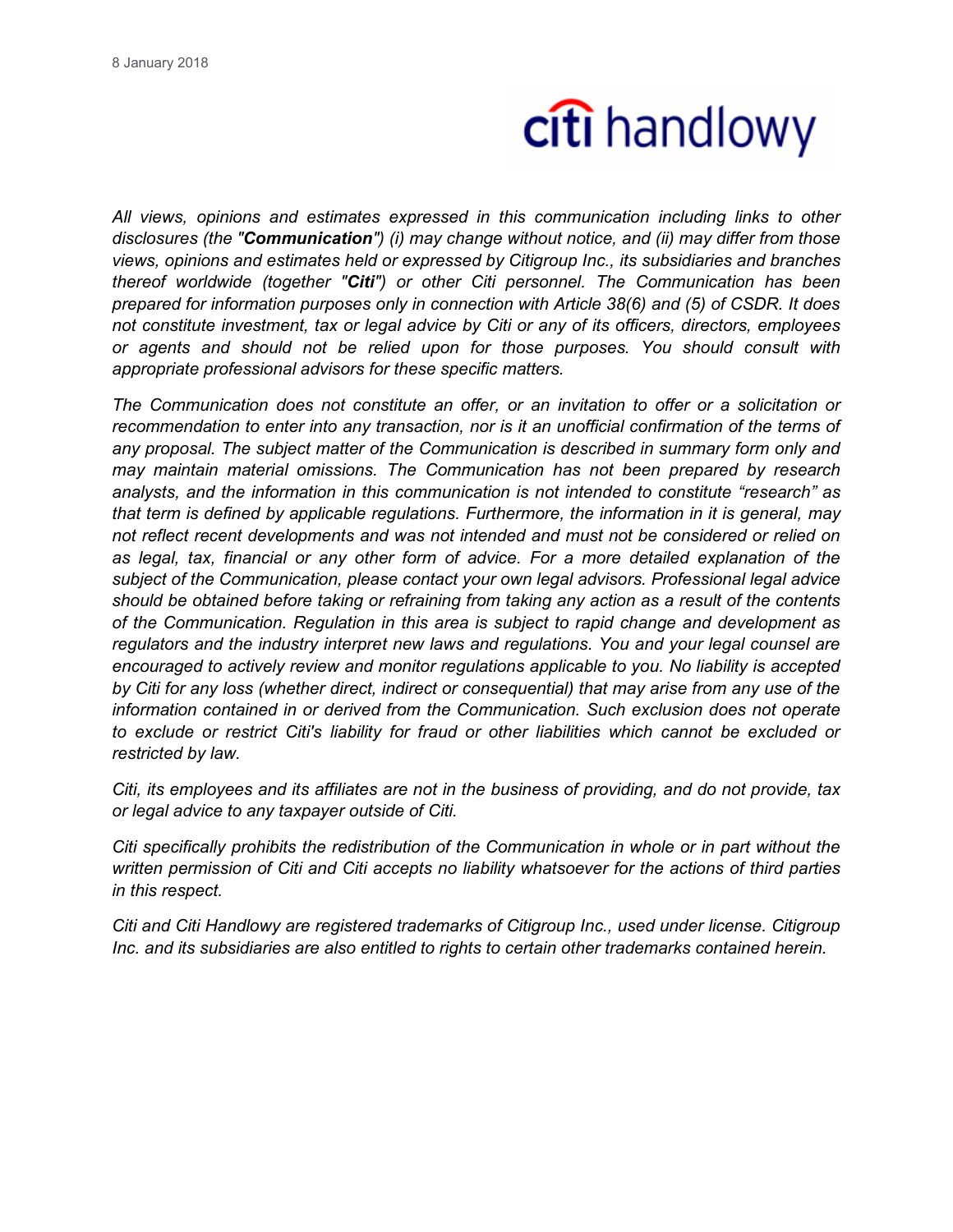8 January 2018

*All views, opinions and estimates expressed in this communication including links to other disclosures (the "**Communication**") (i) may change without notice, and (ii) may differ from those views, opinions and estimates held or expressed by Citigroup Inc., its subsidiaries and branches thereof worldwide (together "**Citi**") or other Citi personnel. The Communication has been prepared for information purposes only in connection with Article 38(6) and (5) of CSDR. It does not constitute investment, tax or legal advice by Citi or any of its officers, directors, employees or agents and should not be relied upon for those purposes. You should consult with appropriate professional advisors for these specific matters.*

*The Communication does not constitute an offer, or an invitation to offer or a solicitation or recommendation to enter into any transaction, nor is it an unofficial confirmation of the terms of any proposal. The subject matter of the Communication is described in summary form only and may maintain material omissions. The Communication has not been prepared by research analysts, and the information in this communication is not intended to constitute "research" as that term is defined by applicable regulations. Furthermore, the information in it is general, may not reflect recent developments and was not intended and must not be considered or relied on as legal, tax, financial or any other form of advice. For a more detailed explanation of the subject of the Communication, please contact your own legal advisors. Professional legal advice should be obtained before taking or refraining from taking any action as a result of the contents of the Communication. Regulation in this area is subject to rapid change and development as regulators and the industry interpret new laws and regulations. You and your legal counsel are encouraged to actively review and monitor regulations applicable to you. No liability is accepted by Citi for any loss (whether direct, indirect or consequential) that may arise from any use of the information contained in or derived from the Communication. Such exclusion does not operate to exclude or restrict Citi's liability for fraud or other liabilities which cannot be excluded or restricted by law.*

*Citi, its employees and its affiliates are not in the business of providing, and do not provide, tax or legal advice to any taxpayer outside of Citi.*

*Citi specifically prohibits the redistribution of the Communication in whole or in part without the written permission of Citi and Citi accepts no liability whatsoever for the actions of third parties in this respect.*

*Citi and Citi Handlowy are registered trademarks of Citigroup Inc., used under license. Citigroup Inc. and its subsidiaries are also entitled to rights to certain other trademarks contained herein.*